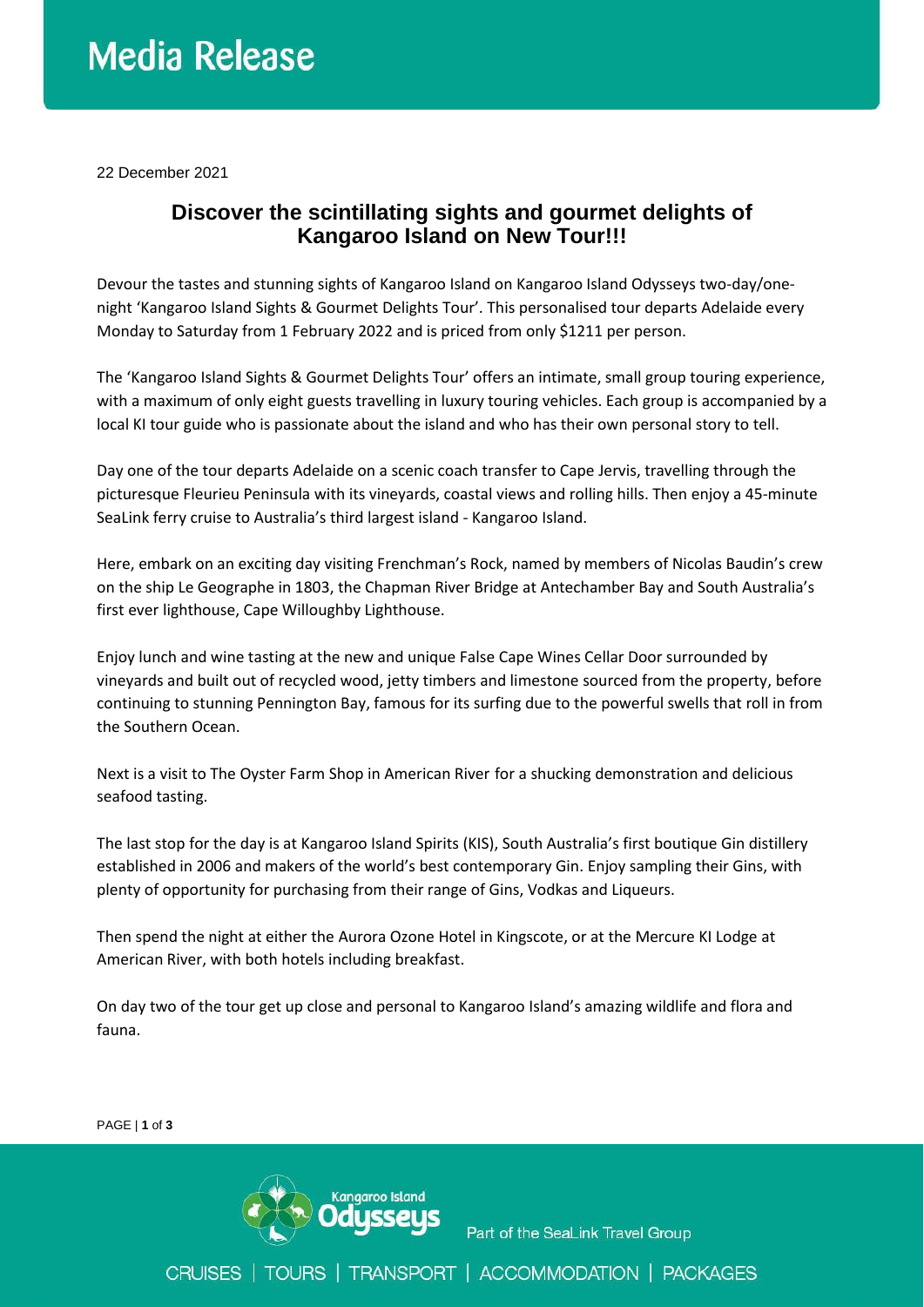# Media Release

22 December 2021

## Discover the scintillating sights and gourmet delights of Kangaroo Island on New Tour!!!

Devour the tastes and stunning sights of Kangaroo Island on Kangaroo Island Odysseys two-day/one-night 'Kangaroo Island Sights & Gourmet Delights Tour'. This personalised tour departs Adelaide every Monday to Saturday from 1 February 2022 and is priced from only $1211 per person.

The 'Kangaroo Island Sights & Gourmet Delights Tour' offers an intimate, small group touring experience, with a maximum of only eight guests travelling in luxury touring vehicles. Each group is accompanied by a local KI tour guide who is passionate about the island and who has their own personal story to tell.

Day one of the tour departs Adelaide on a scenic coach transfer to Cape Jervis, travelling through the picturesque Fleurieu Peninsula with its vineyards, coastal views and rolling hills. Then enjoy a 45-minute SeaLink ferry cruise to Australia's third largest island - Kangaroo Island.

Here, embark on an exciting day visiting Frenchman's Rock, named by members of Nicolas Baudin's crew on the ship Le Geographe in 1803, the Chapman River Bridge at Antechamber Bay and South Australia's first ever lighthouse, Cape Willoughby Lighthouse.

Enjoy lunch and wine tasting at the new and unique False Cape Wines Cellar Door surrounded by vineyards and built out of recycled wood, jetty timbers and limestone sourced from the property, before continuing to stunning Pennington Bay, famous for its surfing due to the powerful swells that roll in from the Southern Ocean.

Next is a visit to The Oyster Farm Shop in American River for a shucking demonstration and delicious seafood tasting.

The last stop for the day is at Kangaroo Island Spirits (KIS), South Australia's first boutique Gin distillery established in 2006 and makers of the world's best contemporary Gin. Enjoy sampling their Gins, with plenty of opportunity for purchasing from their range of Gins, Vodkas and Liqueurs.

Then spend the night at either the Aurora Ozone Hotel in Kingscote, or at the Mercure KI Lodge at American River, with both hotels including breakfast.

On day two of the tour get up close and personal to Kangaroo Island's amazing wildlife and flora and fauna.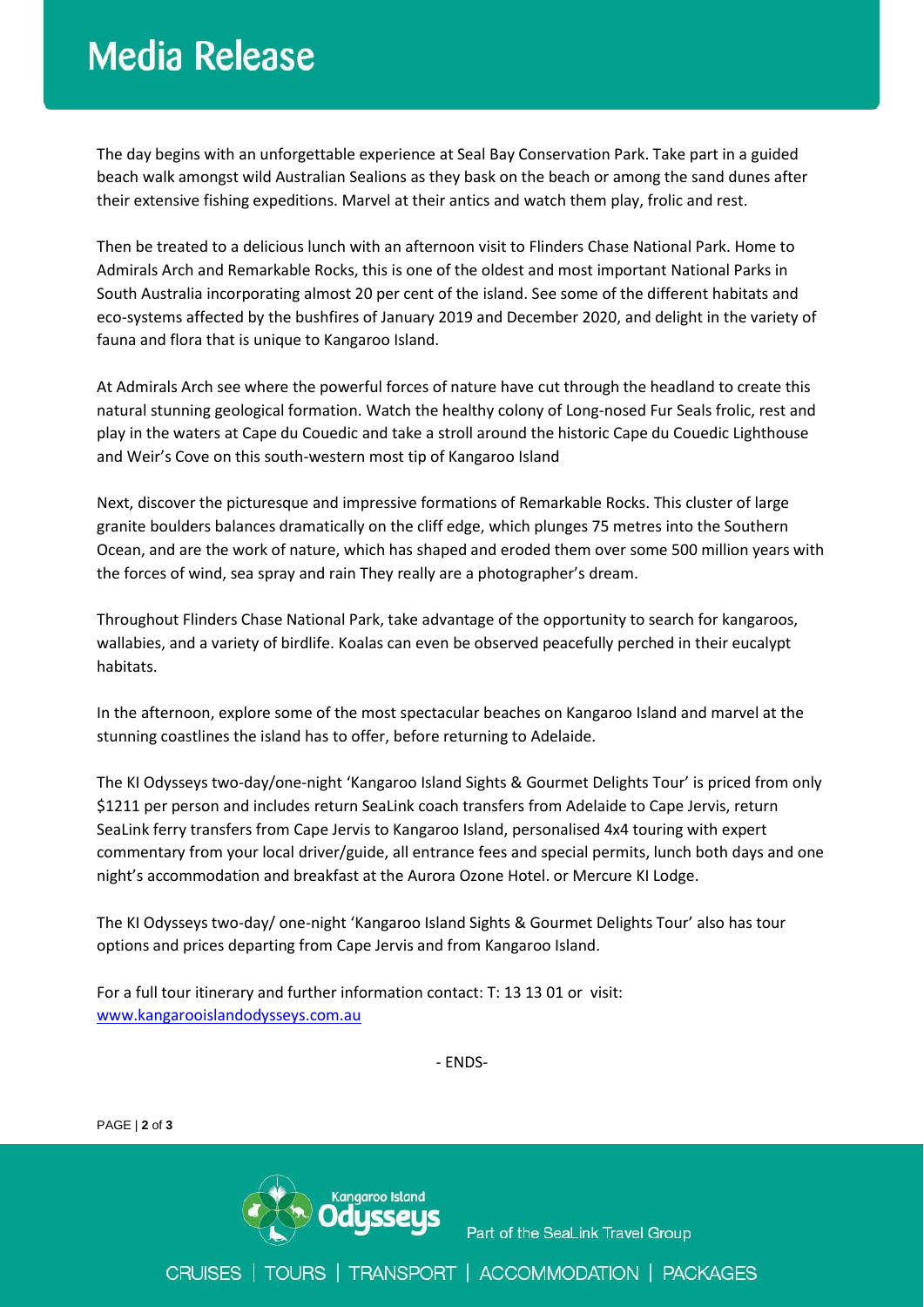# Media Release

The day begins with an unforgettable experience at Seal Bay Conservation Park. Take part in a guided beach walk amongst wild Australian Sealions as they bask on the beach or among the sand dunes after their extensive fishing expeditions. Marvel at their antics and watch them play, frolic and rest.

Then be treated to a delicious lunch with an afternoon visit to Flinders Chase National Park. Home to Admirals Arch and Remarkable Rocks, this is one of the oldest and most important National Parks in South Australia incorporating almost 20 per cent of the island. See some of the different habitats and eco-systems affected by the bushfires of January 2019 and December 2020, and delight in the variety of fauna and flora that is unique to Kangaroo Island.

At Admirals Arch see where the powerful forces of nature have cut through the headland to create this natural stunning geological formation. Watch the healthy colony of Long-nosed Fur Seals frolic, rest and play in the waters at Cape du Couedic and take a stroll around the historic Cape du Couedic Lighthouse and Weir's Cove on this south-western most tip of Kangaroo Island

Next, discover the picturesque and impressive formations of Remarkable Rocks. This cluster of large granite boulders balances dramatically on the cliff edge, which plunges 75 metres into the Southern Ocean, and are the work of nature, which has shaped and eroded them over some 500 million years with the forces of wind, sea spray and rain They really are a photographer's dream.

Throughout Flinders Chase National Park, take advantage of the opportunity to search for kangaroos, wallabies, and a variety of birdlife. Koalas can even be observed peacefully perched in their eucalypt habitats.

In the afternoon, explore some of the most spectacular beaches on Kangaroo Island and marvel at the stunning coastlines the island has to offer, before returning to Adelaide.

The KI Odysseys two-day/one-night 'Kangaroo Island Sights & Gourmet Delights Tour' is priced from only $1211 per person and includes return SeaLink coach transfers from Adelaide to Cape Jervis, return SeaLink ferry transfers from Cape Jervis to Kangaroo Island, personalised 4x4 touring with expert commentary from your local driver/guide, all entrance fees and special permits, lunch both days and one night's accommodation and breakfast at the Aurora Ozone Hotel. or Mercure KI Lodge.

The KI Odysseys two-day/ one-night 'Kangaroo Island Sights & Gourmet Delights Tour' also has tour options and prices departing from Cape Jervis and from Kangaroo Island.

For a full tour itinerary and further information contact: T: 13 13 01 or visit: [www.kangarooislandodysseys.com.au](http://www.kangarooislandodysseys.com.au)

- ENDS-

Kangaroo Island Odysseys — Part of the SeaLink Travel Group

CRUISES | TOURS | TRANSPORT | ACCOMMODATION | PACKAGES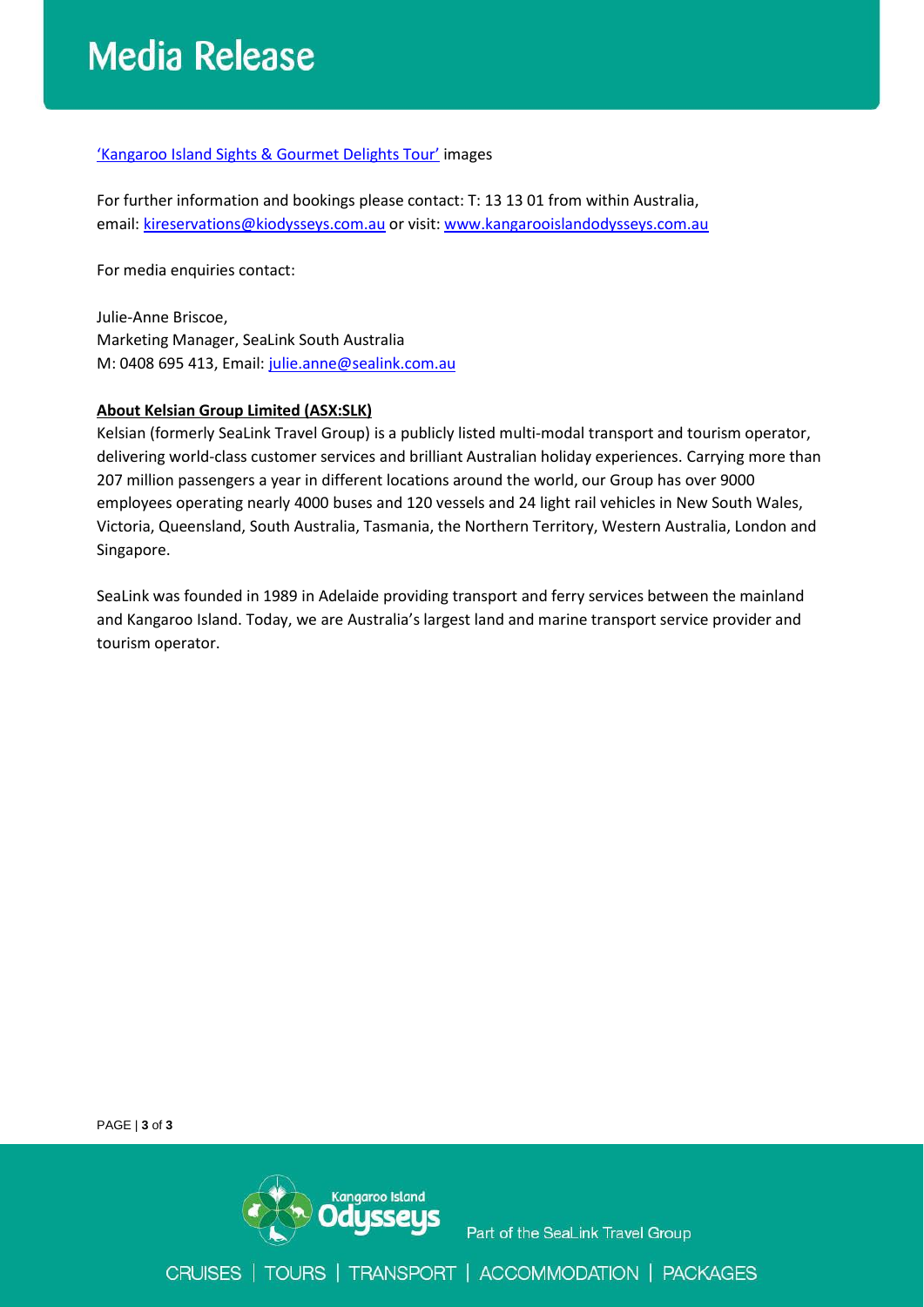'Kangaroo Island Sights & Gourmet Delights Tour' images

For further information and bookings please contact: T: 13 13 01 from within Australia, email: kireservations@kiodysseys.com.au or visit: www.kangarooislandodysseys.com.au

For media enquiries contact:

Julie-Anne Briscoe,
Marketing Manager, SeaLink South Australia
M: 0408 695 413, Email: julie.anne@sealink.com.au

**About Kelsian Group Limited (ASX:SLK)**

Kelsian (formerly SeaLink Travel Group) is a publicly listed multi-modal transport and tourism operator, delivering world-class customer services and brilliant Australian holiday experiences. Carrying more than 207 million passengers a year in different locations around the world, our Group has over 9000 employees operating nearly 4000 buses and 120 vessels and 24 light rail vehicles in New South Wales, Victoria, Queensland, South Australia, Tasmania, the Northern Territory, Western Australia, London and Singapore.

SeaLink was founded in 1989 in Adelaide providing transport and ferry services between the mainland and Kangaroo Island. Today, we are Australia's largest land and marine transport service provider and tourism operator.